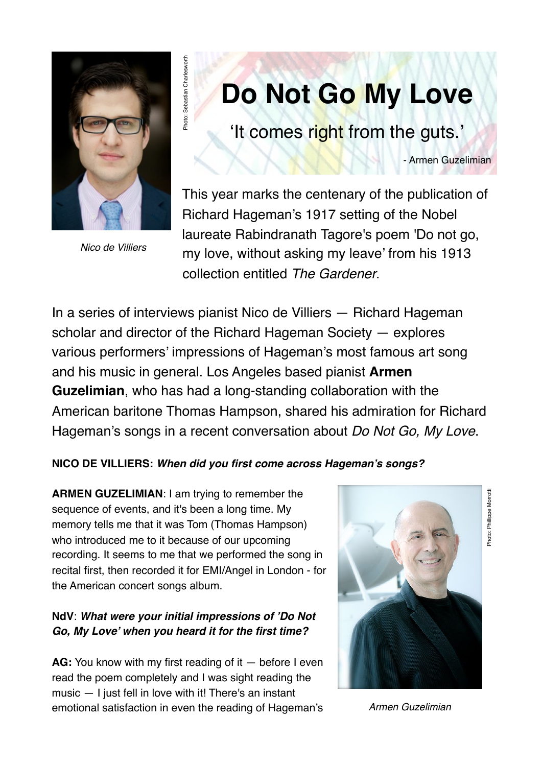Photo: Sebastian Charlesworth

Nico de Villiers

# Do Not Go My Love

'It comes right from the guts.'

\- Armen Guzelimian

This year marks the centenary of the publication of Richard Hageman's 1917 setting of the Nobel laureate Rabindranath Tagore's poem 'Do not go, my love, without asking my leave' from his 1913 collection entitled *The Gardener*.

In a series of interviews pianist Nico de Villiers — Richard Hageman scholar and director of the Richard Hageman Society — explores various performers' impressions of Hageman's most famous art song and his music in general. Los Angeles based pianist **Armen Guzelimian**, who has had a long-standing collaboration with the American baritone Thomas Hampson, shared his admiration for Richard Hageman's songs in a recent conversation about *Do Not Go, My Love*.

**NICO DE VILLIERS:** ***When did you first come across Hageman's songs?***

**ARMEN GUZELIMIAN**: I am trying to remember the sequence of events, and it's been a long time. My memory tells me that it was Tom (Thomas Hampson) who introduced me to it because of our upcoming recording. It seems to me that we performed the song in recital first, then recorded it for EMI/Angel in London - for the American concert songs album.

Photo: Philippe Morrotti

Armen Guzelimian

**NdV**: ***What were your initial impressions of 'Do Not Go, My Love' when you heard it for the first time?***

**AG:** You know with my first reading of it — before I even read the poem completely and I was sight reading the music — I just fell in love with it! There's an instant emotional satisfaction in even the reading of Hageman's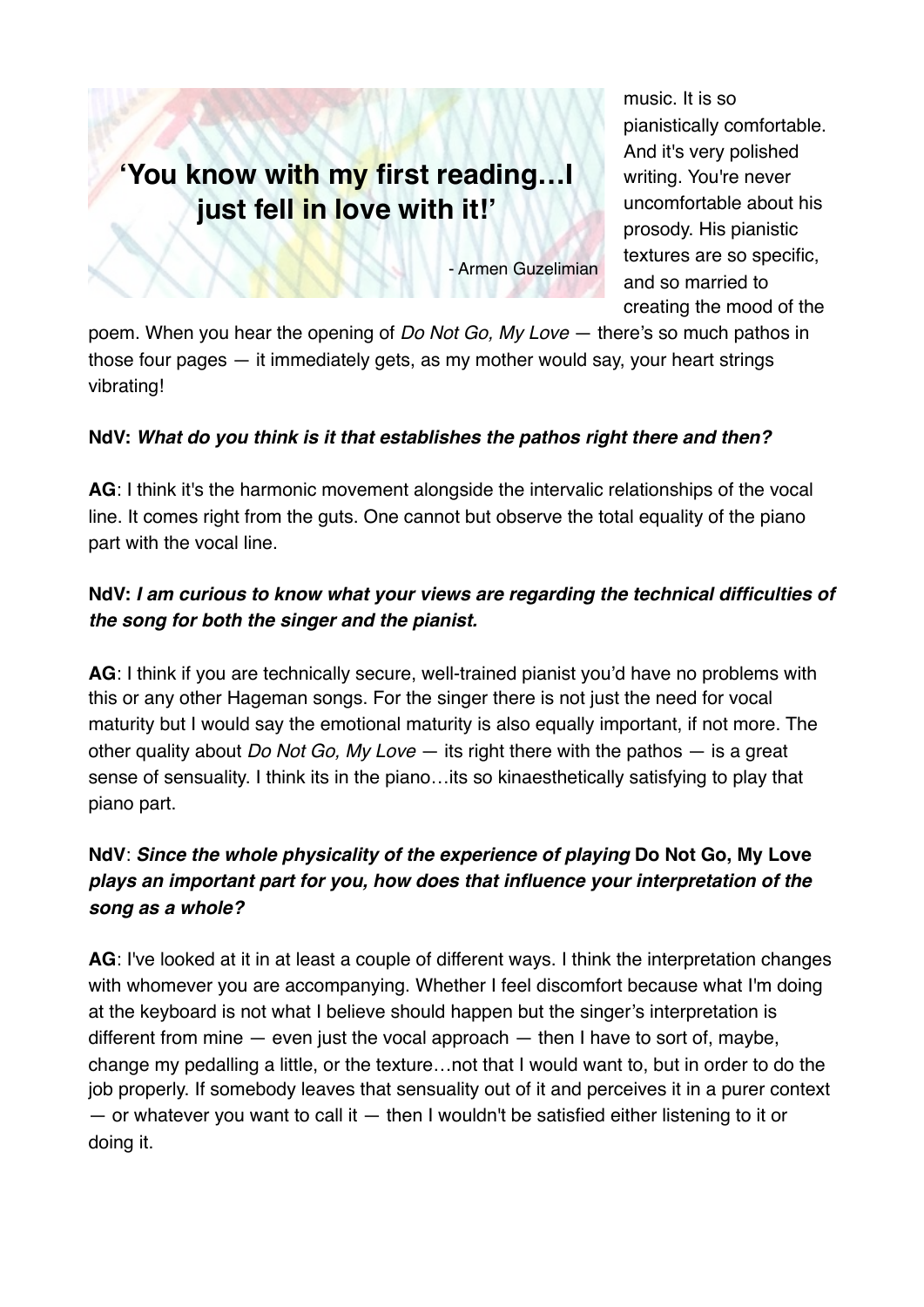> **'You know with my first reading…I just fell in love with it!'**
>
> - Armen Guzelimian

music. It is so pianistically comfortable. And it's very polished writing. You're never uncomfortable about his prosody. His pianistic textures are so specific, and so married to creating the mood of the poem. When you hear the opening of *Do Not Go, My Love* — there's so much pathos in those four pages — it immediately gets, as my mother would say, your heart strings vibrating!

**NdV:** ***What do you think is it that establishes the pathos right there and then?***

**AG**: I think it's the harmonic movement alongside the intervalic relationships of the vocal line. It comes right from the guts. One cannot but observe the total equality of the piano part with the vocal line.

**NdV:** ***I am curious to know what your views are regarding the technical difficulties of the song for both the singer and the pianist.***

**AG**: I think if you are technically secure, well-trained pianist you'd have no problems with this or any other Hageman songs. For the singer there is not just the need for vocal maturity but I would say the emotional maturity is also equally important, if not more. The other quality about *Do Not Go, My Love* — its right there with the pathos — is a great sense of sensuality. I think its in the piano…its so kinaesthetically satisfying to play that piano part.

**NdV**: ***Since the whole physicality of the experience of playing* Do Not Go, My Love *plays an important part for you, how does that influence your interpretation of the song as a whole?***

**AG**: I've looked at it in at least a couple of different ways. I think the interpretation changes with whomever you are accompanying. Whether I feel discomfort because what I'm doing at the keyboard is not what I believe should happen but the singer's interpretation is different from mine — even just the vocal approach — then I have to sort of, maybe, change my pedalling a little, or the texture…not that I would want to, but in order to do the job properly. If somebody leaves that sensuality out of it and perceives it in a purer context — or whatever you want to call it — then I wouldn't be satisfied either listening to it or doing it.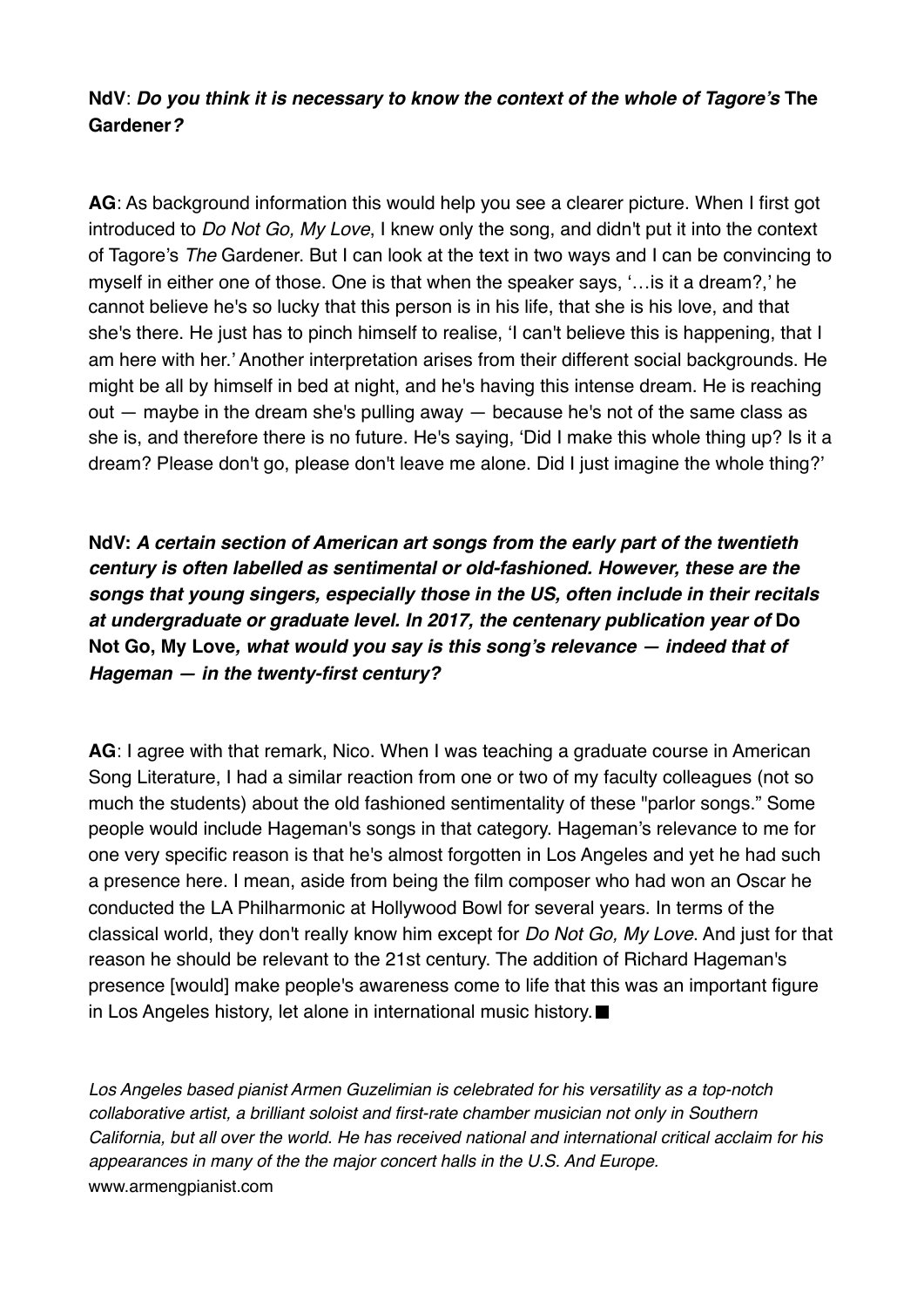**NdV**: ***Do you think it is necessary to know the context of the whole of Tagore's* The Gardener*?***

**AG**: As background information this would help you see a clearer picture. When I first got introduced to *Do Not Go, My Love*, I knew only the song, and didn't put it into the context of Tagore's *The* Gardener. But I can look at the text in two ways and I can be convincing to myself in either one of those. One is that when the speaker says, '…is it a dream?,' he cannot believe he's so lucky that this person is in his life, that she is his love, and that she's there. He just has to pinch himself to realise, 'I can't believe this is happening, that I am here with her.' Another interpretation arises from their different social backgrounds. He might be all by himself in bed at night, and he's having this intense dream. He is reaching out — maybe in the dream she's pulling away — because he's not of the same class as she is, and therefore there is no future. He's saying, 'Did I make this whole thing up? Is it a dream? Please don't go, please don't leave me alone. Did I just imagine the whole thing?'

**NdV:** ***A certain section of American art songs from the early part of the twentieth century is often labelled as sentimental or old-fashioned. However, these are the songs that young singers, especially those in the US, often include in their recitals at undergraduate or graduate level. In 2017, the centenary publication year of* Do Not Go, My Love*, what would you say is this song's relevance — indeed that of Hageman — in the twenty-first century?***

**AG**: I agree with that remark, Nico. When I was teaching a graduate course in American Song Literature, I had a similar reaction from one or two of my faculty colleagues (not so much the students) about the old fashioned sentimentality of these "parlor songs." Some people would include Hageman's songs in that category. Hageman's relevance to me for one very specific reason is that he's almost forgotten in Los Angeles and yet he had such a presence here. I mean, aside from being the film composer who had won an Oscar he conducted the LA Philharmonic at Hollywood Bowl for several years. In terms of the classical world, they don't really know him except for *Do Not Go, My Love*. And just for that reason he should be relevant to the 21st century. The addition of Richard Hageman's presence [would] make people's awareness come to life that this was an important figure in Los Angeles history, let alone in international music history. ■

*Los Angeles based pianist Armen Guzelimian is celebrated for his versatility as a top-notch collaborative artist, a brilliant soloist and first-rate chamber musician not only in Southern California, but all over the world. He has received national and international critical acclaim for his appearances in many of the the major concert halls in the U.S. And Europe.*
www.armengpianist.com